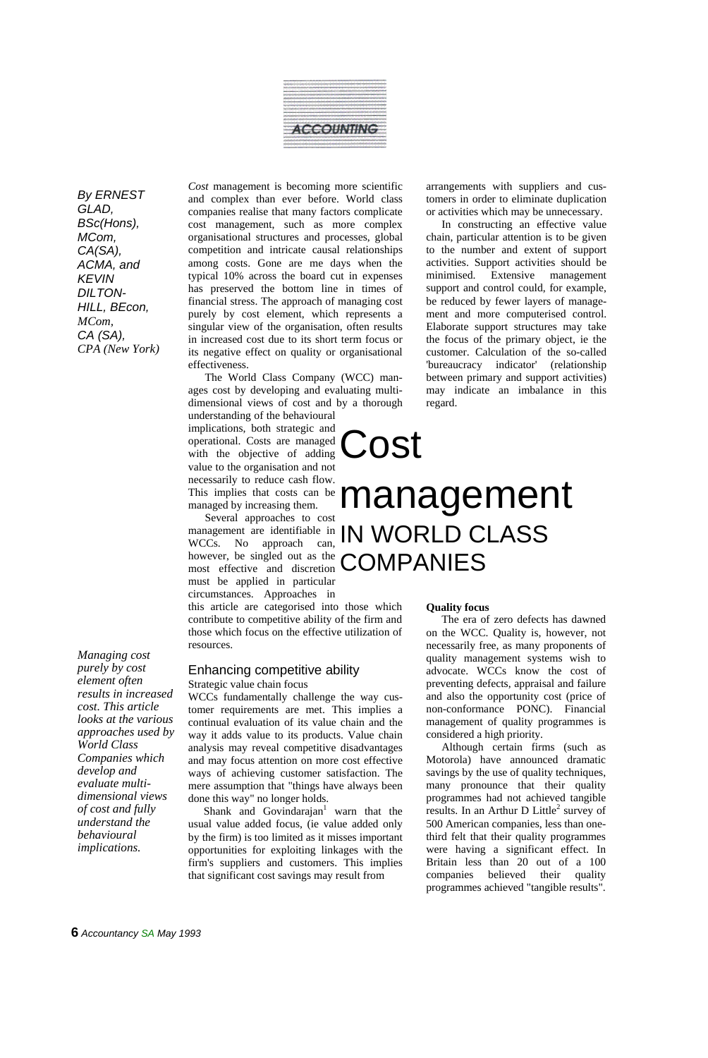ACCOUNTING

# Cost management IN WORLD CLASS COMPANIES

*By ERNEST GLAD, BSc(Hons), MCom, CA(SA), ACMA, and KEVIN DILTON-HILL, BEcon, MCom, CA (SA), CPA (New York)*

*Managing cost purely by cost element often results in increased cost. This article looks at the various approaches used by World Class Companies which develop and evaluate multi-dimensional views of cost and fully understand the behavioural implications.*

*Cost* management is becoming more scientific and complex than ever before. World class companies realise that many factors complicate cost management, such as more complex organisational structures and processes, global competition and intricate causal relationships among costs. Gone are me days when the typical 10% across the board cut in expenses has preserved the bottom line in times of financial stress. The approach of managing cost purely by cost element, which represents a singular view of the organisation, often results in increased cost due to its short term focus or its negative effect on quality or organisational effectiveness.

The World Class Company (WCC) manages cost by developing and evaluating multi-dimensional views of cost and by a thorough understanding of the behavioural implications, both strategic and operational. Costs are managed with the objective of adding value to the organisation and not necessarily to reduce cash flow. This implies that costs can be managed by increasing them.

Several approaches to cost management are identifiable in WCCs. No approach can, however, be singled out as the most effective and discretion must be applied in particular circumstances. Approaches in this article are categorised into those which contribute to competitive ability of the firm and those which focus on the effective utilization of resources.

## Enhancing competitive ability

Strategic value chain focus

WCCs fundamentally challenge the way customer requirements are met. This implies a continual evaluation of its value chain and the way it adds value to its products. Value chain analysis may reveal competitive disadvantages and may focus attention on more cost effective ways of achieving customer satisfaction. The mere assumption that "things have always been done this way" no longer holds.

Shank and Govindarajan[1] warn that the usual value added focus, (ie value added only by the firm) is too limited as it misses important opportunities for exploiting linkages with the firm's suppliers and customers. This implies that significant cost savings may result from arrangements with suppliers and customers in order to eliminate duplication or activities which may be unnecessary.

In constructing an effective value chain, particular attention is to be given to the number and extent of support activities. Support activities should be minimised. Extensive management support and control could, for example, be reduced by fewer layers of management and more computerised control. Elaborate support structures may take the focus of the primary object, ie the customer. Calculation of the so-called 'bureaucracy indicator' (relationship between primary and support activities) may indicate an imbalance in this regard.

**Quality focus**

The era of zero defects has dawned on the WCC. Quality is, however, not necessarily free, as many proponents of quality management systems wish to advocate. WCCs know the cost of preventing defects, appraisal and failure and also the opportunity cost (price of non-conformance PONC). Financial management of quality programmes is considered a high priority.

Although certain firms (such as Motorola) have announced dramatic savings by the use of quality techniques, many pronounce that their quality programmes had not achieved tangible results. In an Arthur D Little[2] survey of 500 American companies, less than one-third felt that their quality programmes were having a significant effect. In Britain less than 20 out of a 100 companies believed their quality programmes achieved "tangible results".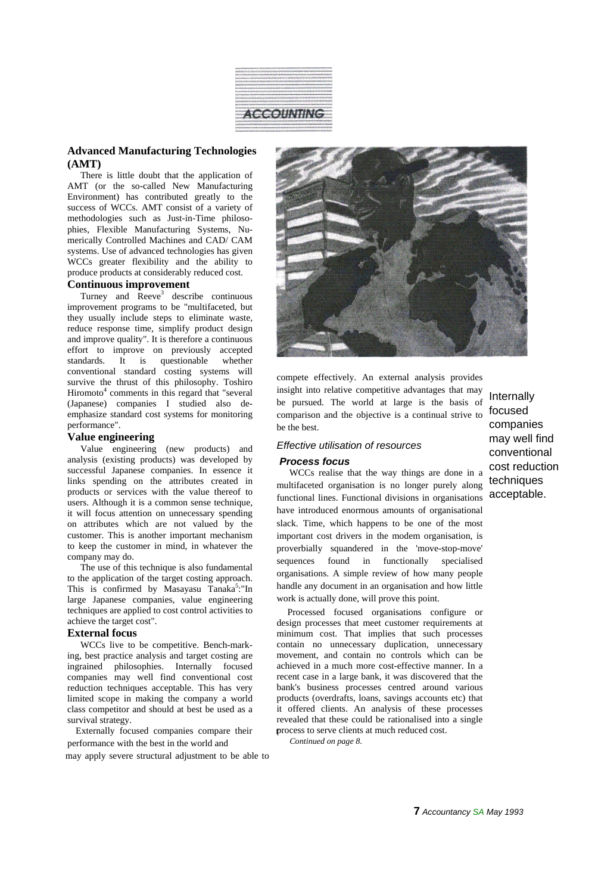## Advanced Manufacturing Technologies (AMT)

There is little doubt that the application of AMT (or the so-called New Manufacturing Environment) has contributed greatly to the success of WCCs. AMT consist of a variety of methodologies such as Just-in-Time philosophies, Flexible Manufacturing Systems, Numerically Controlled Machines and CAD/ CAM systems. Use of advanced technologies has given WCCs greater flexibility and the ability to produce products at considerably reduced cost.

## Continuous improvement

Turney and Reeve[3] describe continuous improvement programs to be "multifaceted, but they usually include steps to eliminate waste, reduce response time, simplify product design and improve quality". It is therefore a continuous effort to improve on previously accepted standards. It is questionable whether conventional standard costing systems will survive the thrust of this philosophy. Toshiro Hiromoto[4] comments in this regard that "several (Japanese) companies I studied also de-emphasize standard cost systems for monitoring performance".

## Value engineering

Value engineering (new products) and analysis (existing products) was developed by successful Japanese companies. In essence it links spending on the attributes created in products or services with the value thereof to users. Although it is a common sense technique, it will focus attention on unnecessary spending on attributes which are not valued by the customer. This is another important mechanism to keep the customer in mind, in whatever the company may do.

The use of this technique is also fundamental to the application of the target costing approach. This is confirmed by Masayasu Tanaka[5]:"In large Japanese companies, value engineering techniques are applied to cost control activities to achieve the target cost".

## External focus

WCCs live to be competitive. Bench-marking, best practice analysis and target costing are ingrained philosophies. Internally focused companies may well find conventional cost reduction techniques acceptable. This has very limited scope in making the company a world class competitor and should at best be used as a survival strategy.

Externally focused companies compare their performance with the best in the world and may apply severe structural adjustment to be able to compete effectively. An external analysis provides insight into relative competitive advantages that may be pursued. The world at large is the basis of comparison and the objective is a continual strive to be the best.

> Internally focused companies may well find conventional cost reduction techniques acceptable.

### *Effective utilisation of resources*

#### *Process focus*

WCCs realise that the way things are done in a multifaceted organisation is no longer purely along functional lines. Functional divisions in organisations have introduced enormous amounts of organisational slack. Time, which happens to be one of the most important cost drivers in the modem organisation, is proverbially squandered in the 'move-stop-move' sequences found in functionally specialised organisations. A simple review of how many people handle any document in an organisation and how little work is actually done, will prove this point.

Processed focused organisations configure or design processes that meet customer requirements at minimum cost. That implies that such processes contain no unnecessary duplication, unnecessary movement, and contain no controls which can be achieved in a much more cost-effective manner. In a recent case in a large bank, it was discovered that the bank's business processes centred around various products (overdrafts, loans, savings accounts etc) that it offered clients. An analysis of these processes revealed that these could be rationalised into a single process to serve clients at much reduced cost.

*Continued on page 8.*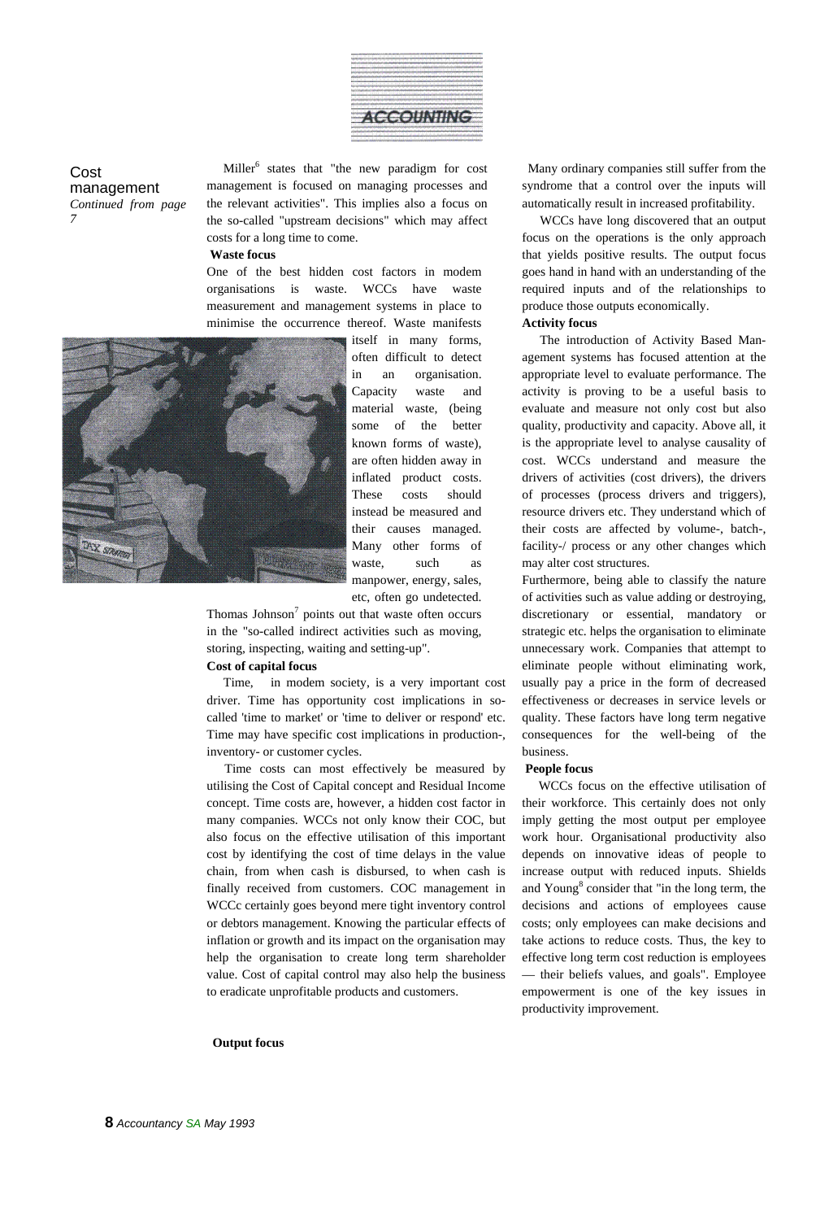Cost management
*Continued from page 7*

Miller[6] states that "the new paradigm for cost management is focused on managing processes and the relevant activities". This implies also a focus on the so-called "upstream decisions" which may affect costs for a long time to come.

**Waste focus**

One of the best hidden cost factors in modem organisations is waste. WCCs have waste measurement and management systems in place to minimise the occurrence thereof. Waste manifests itself in many forms, often difficult to detect in an organisation. Capacity waste and material waste, (being some of the better known forms of waste), are often hidden away in inflated product costs. These costs should instead be measured and their causes managed. Many other forms of waste, such as manpower, energy, sales, etc, often go undetected.

Thomas Johnson[7] points out that waste often occurs in the "so-called indirect activities such as moving, storing, inspecting, waiting and setting-up".

**Cost of capital focus**

Time, in modem society, is a very important cost driver. Time has opportunity cost implications in so-called 'time to market' or 'time to deliver or respond' etc. Time may have specific cost implications in production-, inventory- or customer cycles.

Time costs can most effectively be measured by utilising the Cost of Capital concept and Residual Income concept. Time costs are, however, a hidden cost factor in many companies. WCCs not only know their COC, but also focus on the effective utilisation of this important cost by identifying the cost of time delays in the value chain, from when cash is disbursed, to when cash is finally received from customers. COC management in WCCc certainly goes beyond mere tight inventory control or debtors management. Knowing the particular effects of inflation or growth and its impact on the organisation may help the organisation to create long term shareholder value. Cost of capital control may also help the business to eradicate unprofitable products and customers.

**Output focus**

Many ordinary companies still suffer from the syndrome that a control over the inputs will automatically result in increased profitability.

WCCs have long discovered that an output focus on the operations is the only approach that yields positive results. The output focus goes hand in hand with an understanding of the required inputs and of the relationships to produce those outputs economically.

**Activity focus**

The introduction of Activity Based Management systems has focused attention at the appropriate level to evaluate performance. The activity is proving to be a useful basis to evaluate and measure not only cost but also quality, productivity and capacity. Above all, it is the appropriate level to analyse causality of cost. WCCs understand and measure the drivers of activities (cost drivers), the drivers of processes (process drivers and triggers), resource drivers etc. They understand which of their costs are affected by volume-, batch-, facility-/ process or any other changes which may alter cost structures.

Furthermore, being able to classify the nature of activities such as value adding or destroying, discretionary or essential, mandatory or strategic etc. helps the organisation to eliminate unnecessary work. Companies that attempt to eliminate people without eliminating work, usually pay a price in the form of decreased effectiveness or decreases in service levels or quality. These factors have long term negative consequences for the well-being of the business.

**People focus**

WCCs focus on the effective utilisation of their workforce. This certainly does not only imply getting the most output per employee work hour. Organisational productivity also depends on innovative ideas of people to increase output with reduced inputs. Shields and Young[8] consider that "in the long term, the decisions and actions of employees cause costs; only employees can make decisions and take actions to reduce costs. Thus, the key to effective long term cost reduction is employees — their beliefs values, and goals". Employee empowerment is one of the key issues in productivity improvement.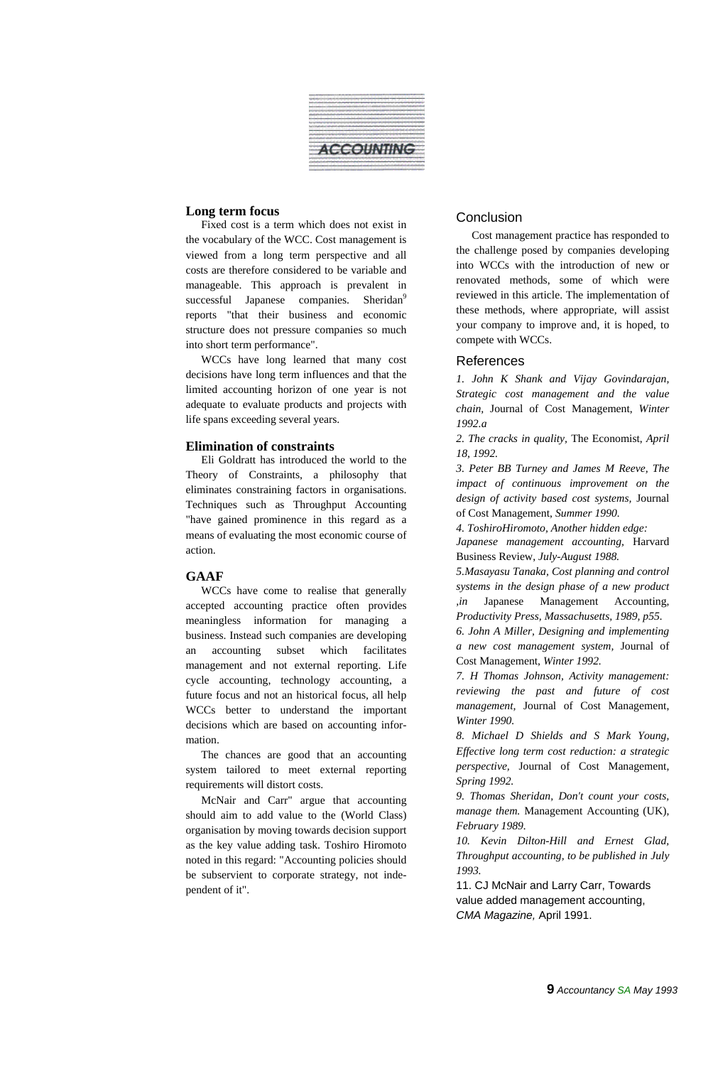## Long term focus

Fixed cost is a term which does not exist in the vocabulary of the WCC. Cost management is viewed from a long term perspective and all costs are therefore considered to be variable and manageable. This approach is prevalent in successful Japanese companies. Sheridan[9] reports "that their business and economic structure does not pressure companies so much into short term performance".

WCCs have long learned that many cost decisions have long term influences and that the limited accounting horizon of one year is not adequate to evaluate products and projects with life spans exceeding several years.

## Elimination of constraints

Eli Goldratt has introduced the world to the Theory of Constraints, a philosophy that eliminates constraining factors in organisations. Techniques such as Throughput Accounting "have gained prominence in this regard as a means of evaluating the most economic course of action.

## GAAF

WCCs have come to realise that generally accepted accounting practice often provides meaningless information for managing a business. Instead such companies are developing an accounting subset which facilitates management and not external reporting. Life cycle accounting, technology accounting, a future focus and not an historical focus, all help WCCs better to understand the important decisions which are based on accounting information.

The chances are good that an accounting system tailored to meet external reporting requirements will distort costs.

McNair and Carr" argue that accounting should aim to add value to the (World Class) organisation by moving towards decision support as the key value adding task. Toshiro Hiromoto noted in this regard: "Accounting policies should be subservient to corporate strategy, not independent of it".

## Conclusion

Cost management practice has responded to the challenge posed by companies developing into WCCs with the introduction of new or renovated methods, some of which were reviewed in this article. The implementation of these methods, where appropriate, will assist your company to improve and, it is hoped, to compete with WCCs.

## References

1. *John K Shank and Vijay Govindarajan, Strategic cost management and the value chain,* Journal of Cost Management, *Winter 1992.a*

2. *The cracks in quality,* The Economist, *April 18, 1992.*

3. *Peter BB Turney and James M Reeve, The impact of continuous improvement on the design of activity based cost systems,* Journal of Cost Management, *Summer 1990.*

4. *ToshiroHiromoto, Another hidden edge: Japanese management accounting,* Harvard Business Review, *July-August 1988.*

5. *Masayasu Tanaka, Cost planning and control systems in the design phase of a new product ,in* Japanese Management Accounting, *Productivity Press, Massachusetts, 1989, p55.*

6. *John A Miller, Designing and implementing a new cost management system,* Journal of Cost Management, *Winter 1992.*

7. *H Thomas Johnson, Activity management: reviewing the past and future of cost management,* Journal of Cost Management, *Winter 1990.*

8. *Michael D Shields and S Mark Young, Effective long term cost reduction: a strategic perspective,* Journal of Cost Management, *Spring 1992.*

9. *Thomas Sheridan, Don't count your costs, manage them.* Management Accounting (UK), *February 1989.*

10. *Kevin Dilton-Hill and Ernest Glad, Throughput accounting, to be published in July 1993.*

11. CJ McNair and Larry Carr, Towards value added management accounting, *CMA Magazine,* April 1991.